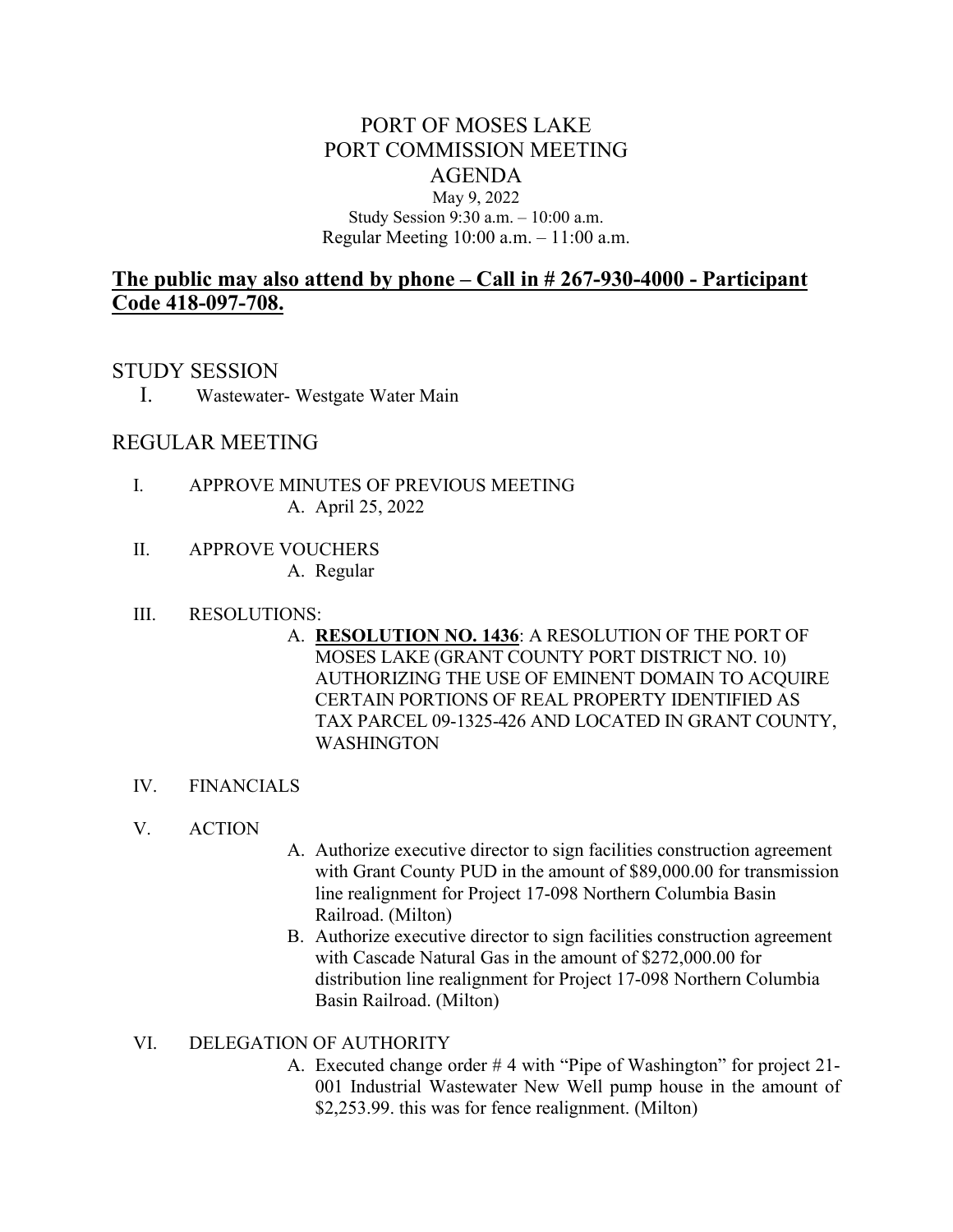# PORT OF MOSES LAKE
# PORT COMMISSION MEETING
# AGENDA

May 9, 2022
Study Session 9:30 a.m. – 10:00 a.m.
Regular Meeting 10:00 a.m. – 11:00 a.m.

**The public may also attend by phone – Call in # 267-930-4000 - Participant Code 418-097-708.**

## STUDY SESSION

I. Wastewater- Westgate Water Main

## REGULAR MEETING

I. APPROVE MINUTES OF PREVIOUS MEETING
   A. April 25, 2022

II. APPROVE VOUCHERS
   A. Regular

III. RESOLUTIONS:
   A. **RESOLUTION NO. 1436**: A RESOLUTION OF THE PORT OF MOSES LAKE (GRANT COUNTY PORT DISTRICT NO. 10) AUTHORIZING THE USE OF EMINENT DOMAIN TO ACQUIRE CERTAIN PORTIONS OF REAL PROPERTY IDENTIFIED AS TAX PARCEL 09-1325-426 AND LOCATED IN GRANT COUNTY, WASHINGTON

IV. FINANCIALS

V. ACTION
   A. Authorize executive director to sign facilities construction agreement with Grant County PUD in the amount of $89,000.00 for transmission line realignment for Project 17-098 Northern Columbia Basin Railroad. (Milton)
   B. Authorize executive director to sign facilities construction agreement with Cascade Natural Gas in the amount of $272,000.00 for distribution line realignment for Project 17-098 Northern Columbia Basin Railroad. (Milton)

VI. DELEGATION OF AUTHORITY
   A. Executed change order # 4 with "Pipe of Washington" for project 21-001 Industrial Wastewater New Well pump house in the amount of $2,253.99. this was for fence realignment. (Milton)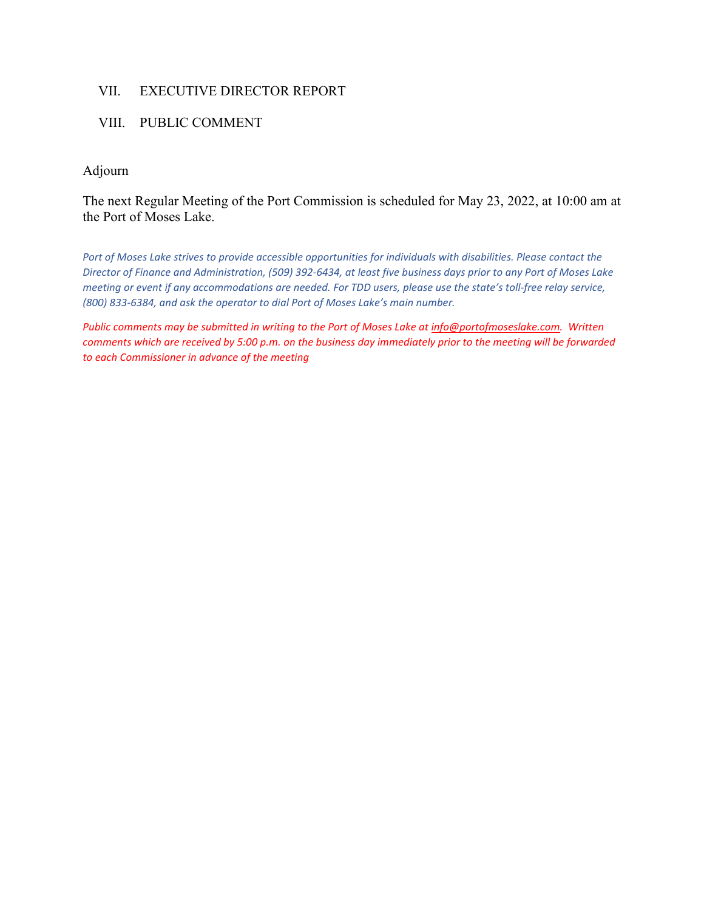VII. EXECUTIVE DIRECTOR REPORT

VIII. PUBLIC COMMENT

Adjourn

The next Regular Meeting of the Port Commission is scheduled for May 23, 2022, at 10:00 am at the Port of Moses Lake.

*Port of Moses Lake strives to provide accessible opportunities for individuals with disabilities. Please contact the Director of Finance and Administration, (509) 392-6434, at least five business days prior to any Port of Moses Lake meeting or event if any accommodations are needed. For TDD users, please use the state's toll-free relay service, (800) 833-6384, and ask the operator to dial Port of Moses Lake's main number.*

*Public comments may be submitted in writing to the Port of Moses Lake at info@portofmoseslake.com. Written comments which are received by 5:00 p.m. on the business day immediately prior to the meeting will be forwarded to each Commissioner in advance of the meeting*